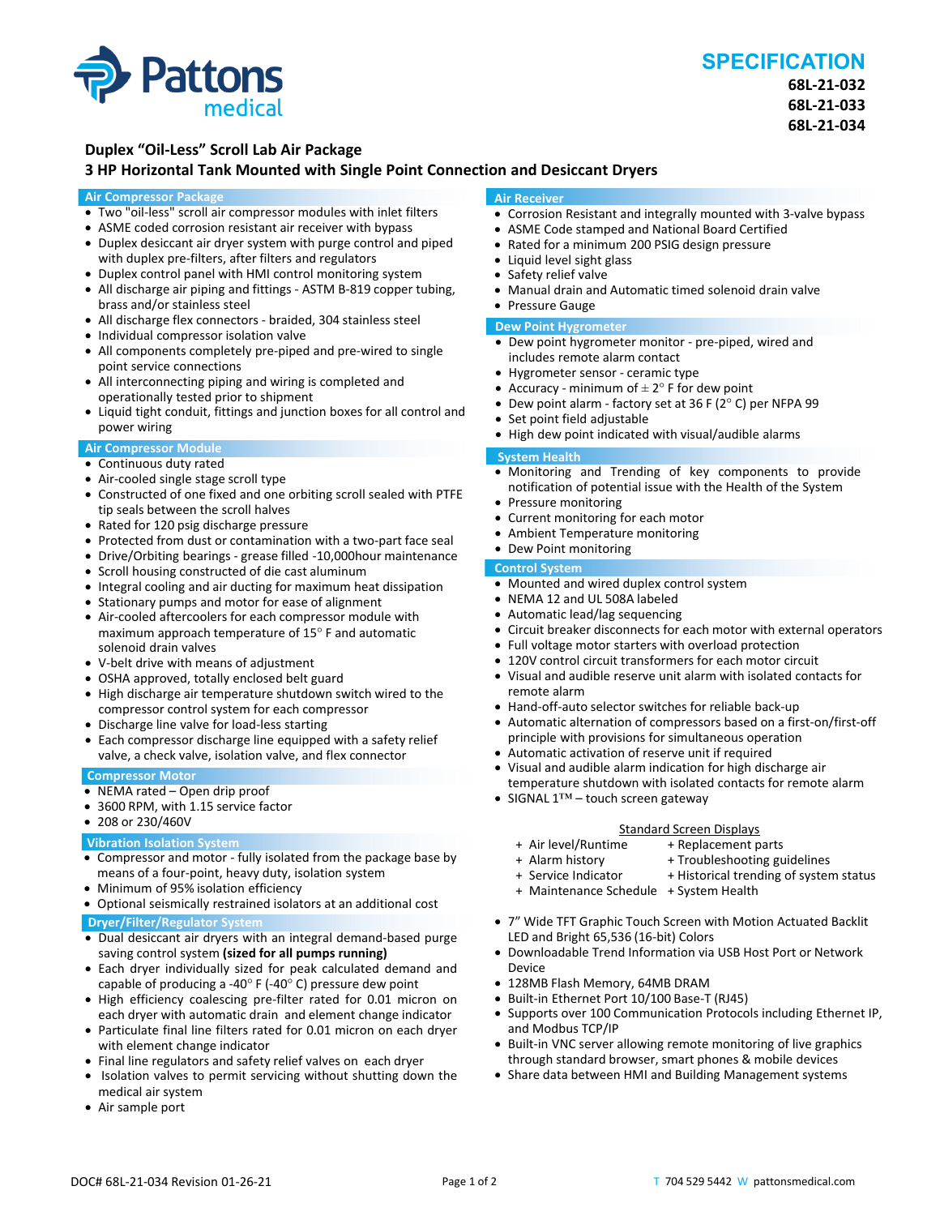# SPECIFICATION

**68L-21-032**
**68L-21-033**
**68L-21-034**

## Duplex "Oil-Less" Scroll Lab Air Package
## 3 HP Horizontal Tank Mounted with Single Point Connection and Desiccant Dryers

### Air Compressor Package

- Two "oil-less" scroll air compressor modules with inlet filters
- ASME coded corrosion resistant air receiver with bypass
- Duplex desiccant air dryer system with purge control and piped with duplex pre-filters, after filters and regulators
- Duplex control panel with HMI control monitoring system
- All discharge air piping and fittings - ASTM B-819 copper tubing, brass and/or stainless steel
- All discharge flex connectors - braided, 304 stainless steel
- Individual compressor isolation valve
- All components completely pre-piped and pre-wired to single point service connections
- All interconnecting piping and wiring is completed and operationally tested prior to shipment
- Liquid tight conduit, fittings and junction boxes for all control and power wiring

### Air Compressor Module

- Continuous duty rated
- Air-cooled single stage scroll type
- Constructed of one fixed and one orbiting scroll sealed with PTFE tip seals between the scroll halves
- Rated for 120 psig discharge pressure
- Protected from dust or contamination with a two-part face seal
- Drive/Orbiting bearings - grease filled -10,000hour maintenance
- Scroll housing constructed of die cast aluminum
- Integral cooling and air ducting for maximum heat dissipation
- Stationary pumps and motor for ease of alignment
- Air-cooled aftercoolers for each compressor module with maximum approach temperature of 15° F and automatic solenoid drain valves
- V-belt drive with means of adjustment
- OSHA approved, totally enclosed belt guard
- High discharge air temperature shutdown switch wired to the compressor control system for each compressor
- Discharge line valve for load-less starting
- Each compressor discharge line equipped with a safety relief valve, a check valve, isolation valve, and flex connector

### Compressor Motor

- NEMA rated – Open drip proof
- 3600 RPM, with 1.15 service factor
- 208 or 230/460V

### Vibration Isolation System

- Compressor and motor - fully isolated from the package base by means of a four-point, heavy duty, isolation system
- Minimum of 95% isolation efficiency
- Optional seismically restrained isolators at an additional cost

### Dryer/Filter/Regulator System

- Dual desiccant air dryers with an integral demand-based purge saving control system **(sized for all pumps running)**
- Each dryer individually sized for peak calculated demand and capable of producing a -40° F (-40° C) pressure dew point
- High efficiency coalescing pre-filter rated for 0.01 micron on each dryer with automatic drain and element change indicator
- Particulate final line filters rated for 0.01 micron on each dryer with element change indicator
- Final line regulators and safety relief valves on each dryer
- Isolation valves to permit servicing without shutting down the medical air system
- Air sample port

### Air Receiver

- Corrosion Resistant and integrally mounted with 3-valve bypass
- ASME Code stamped and National Board Certified
- Rated for a minimum 200 PSIG design pressure
- Liquid level sight glass
- Safety relief valve
- Manual drain and Automatic timed solenoid drain valve
- Pressure Gauge

### Dew Point Hygrometer

- Dew point hygrometer monitor - pre-piped, wired and includes remote alarm contact
- Hygrometer sensor - ceramic type
- Accuracy - minimum of ± 2° F for dew point
- Dew point alarm - factory set at 36 F (2° C) per NFPA 99
- Set point field adjustable
- High dew point indicated with visual/audible alarms

### System Health

- Monitoring and Trending of key components to provide notification of potential issue with the Health of the System
- Pressure monitoring
- Current monitoring for each motor
- Ambient Temperature monitoring
- Dew Point monitoring

### Control System

- Mounted and wired duplex control system
- NEMA 12 and UL 508A labeled
- Automatic lead/lag sequencing
- Circuit breaker disconnects for each motor with external operators
- Full voltage motor starters with overload protection
- 120V control circuit transformers for each motor circuit
- Visual and audible reserve unit alarm with isolated contacts for remote alarm
- Hand-off-auto selector switches for reliable back-up
- Automatic alternation of compressors based on a first-on/first-off principle with provisions for simultaneous operation
- Automatic activation of reserve unit if required
- Visual and audible alarm indication for high discharge air temperature shutdown with isolated contacts for remote alarm
- SIGNAL 1™ – touch screen gateway

<u>Standard Screen Displays</u>

- + Air level/Runtime
- + Alarm history
- + Service Indicator
- + Maintenance Schedule
- + Replacement parts
- + Troubleshooting guidelines
- + Historical trending of system status
- + System Health

- 7" Wide TFT Graphic Touch Screen with Motion Actuated Backlit LED and Bright 65,536 (16-bit) Colors
- Downloadable Trend Information via USB Host Port or Network Device
- 128MB Flash Memory, 64MB DRAM
- Built-in Ethernet Port 10/100 Base-T (RJ45)
- Supports over 100 Communication Protocols including Ethernet IP, and Modbus TCP/IP
- Built-in VNC server allowing remote monitoring of live graphics through standard browser, smart phones & mobile devices
- Share data between HMI and Building Management systems

DOC# 68L-21-034 Revision 01-26-21

T 704 529 5442 W pattonsmedical.com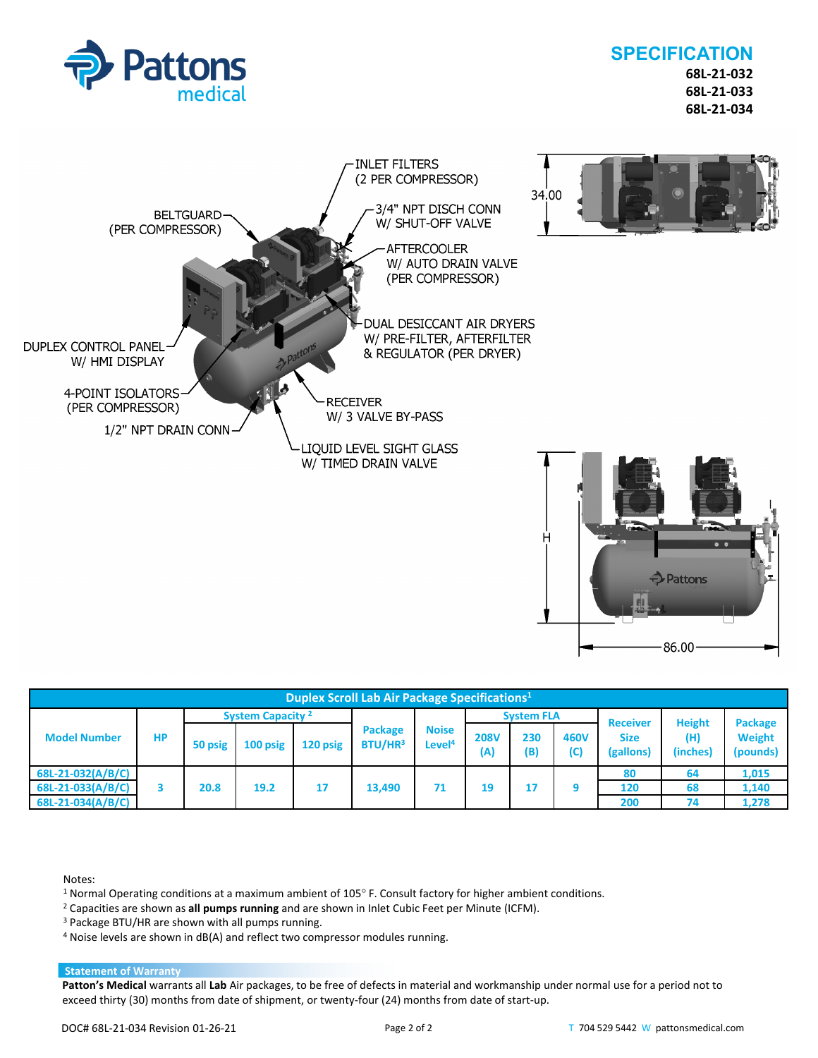**SPECIFICATION**

**68L-21-032**
**68L-21-033**
**68L-21-034**

INLET FILTERS (2 PER COMPRESSOR)

BELTGUARD (PER COMPRESSOR)

3/4" NPT DISCH CONN W/ SHUT-OFF VALVE

AFTERCOOLER W/ AUTO DRAIN VALVE (PER COMPRESSOR)

DUAL DESICCANT AIR DRYERS W/ PRE-FILTER, AFTERFILTER & REGULATOR (PER DRYER)

DUPLEX CONTROL PANEL W/ HMI DISPLAY

4-POINT ISOLATORS (PER COMPRESSOR)

1/2" NPT DRAIN CONN

RECEIVER W/ 3 VALVE BY-PASS

LIQUID LEVEL SIGHT GLASS W/ TIMED DRAIN VALVE

34.00

H

86.00

**Duplex Scroll Lab Air Package Specifications[1]**

| Model Number | HP | System Capacity [2] | | | Package BTU/HR[3] | Noise Level[4] | System FLA | | | Receiver Size (gallons) | Height (H) (inches) | Package Weight (pounds) |
|---|---|---|---|---|---|---|---|---|---|---|---|---|
| | | 50 psig | 100 psig | 120 psig | | | 208V (A) | 230 (B) | 460V (C) | | | |
| 68L-21-032(A/B/C) | 3 | 20.8 | 19.2 | 17 | 13,490 | 71 | 19 | 17 | 9 | 80 | 64 | 1,015 |
| 68L-21-033(A/B/C) | | | | | | | | | | 120 | 68 | 1,140 |
| 68L-21-034(A/B/C) | | | | | | | | | | 200 | 74 | 1,278 |

Notes:

[1] Normal Operating conditions at a maximum ambient of 105° F. Consult factory for higher ambient conditions.
[2] Capacities are shown as **all pumps running** and are shown in Inlet Cubic Feet per Minute (ICFM).
[3] Package BTU/HR are shown with all pumps running.
[4] Noise levels are shown in dB(A) and reflect two compressor modules running.

**Statement of Warranty**

**Patton's Medical** warrants all **Lab** Air packages, to be free of defects in material and workmanship under normal use for a period not to exceed thirty (30) months from date of shipment, or twenty-four (24) months from date of start-up.

DOC# 68L-21-034 Revision 01-26-21

T 704 529 5442 W pattonsmedical.com